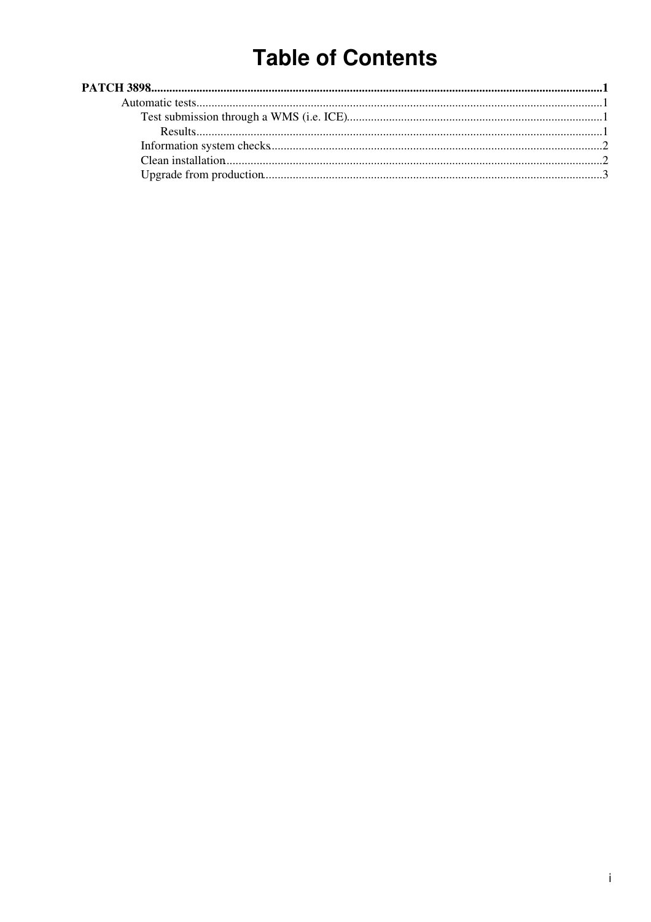# Table of Contents

**PATCH 3898** ........................................................................................................ **1**

- Automatic tests ........................................................................................................ 1
  - Test submission through a WMS (i.e. ICE) ........................................................................................................ 1
    - Results ........................................................................................................ 1
  - Information system checks ........................................................................................................ 2
  - Clean installation ........................................................................................................ 2
  - Upgrade from production ........................................................................................................ 3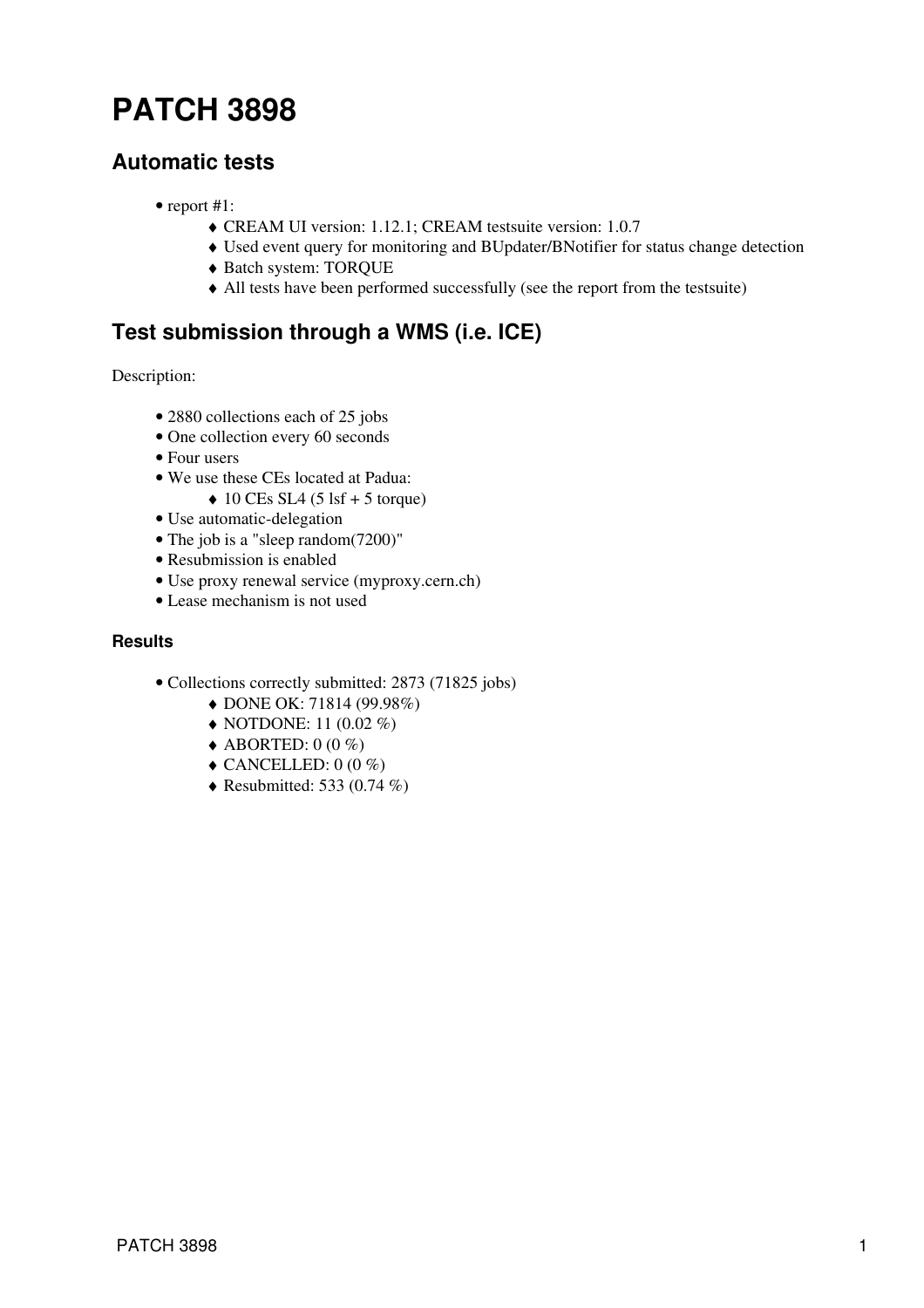# PATCH 3898

## Automatic tests

- report #1:
  - CREAM UI version: 1.12.1; CREAM testsuite version: 1.0.7
  - Used event query for monitoring and BUpdater/BNotifier for status change detection
  - Batch system: TORQUE
  - All tests have been performed successfully (see the report from the testsuite)

## Test submission through a WMS (i.e. ICE)

Description:

- 2880 collections each of 25 jobs
- One collection every 60 seconds
- Four users
- We use these CEs located at Padua:
  - 10 CEs SL4 (5 lsf + 5 torque)
- Use automatic-delegation
- The job is a "sleep random(7200)"
- Resubmission is enabled
- Use proxy renewal service (myproxy.cern.ch)
- Lease mechanism is not used

### Results

- Collections correctly submitted: 2873 (71825 jobs)
  - DONE OK: 71814 (99.98%)
  - NOTDONE: 11 (0.02 %)
  - ABORTED: 0 (0 %)
  - CANCELLED: 0 (0 %)
  - Resubmitted: 533 (0.74 %)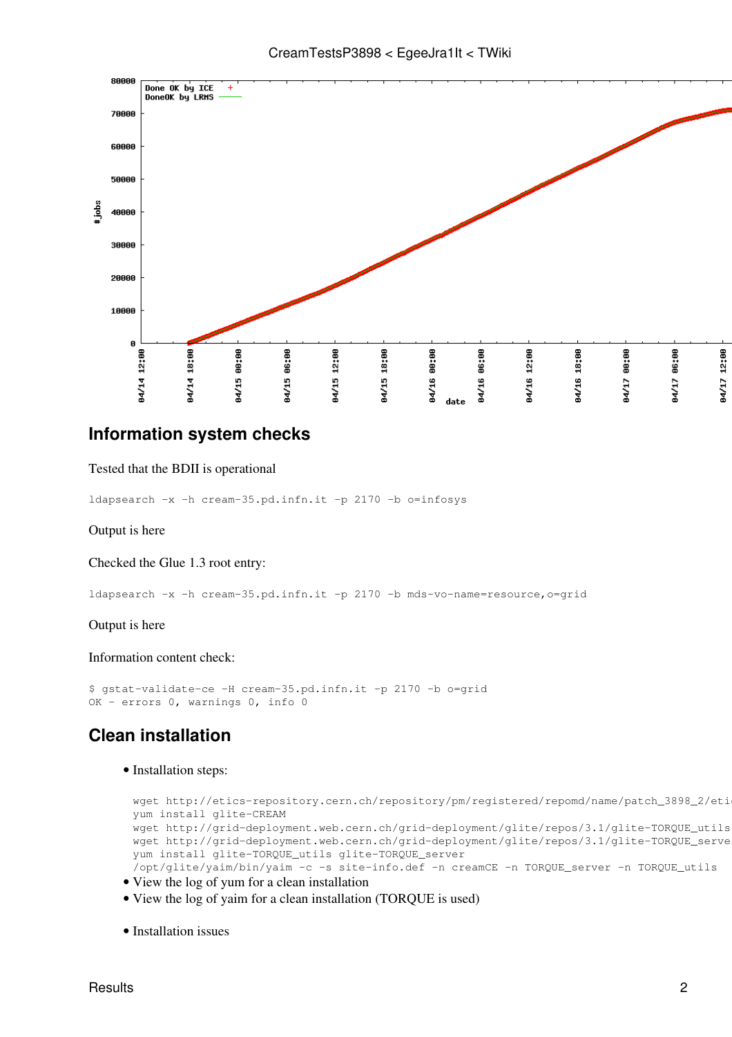## Information system checks

Tested that the BDII is operational

```
ldapsearch -x -h cream-35.pd.infn.it -p 2170 -b o=infosys
```

Output is here

Checked the Glue 1.3 root entry:

```
ldapsearch -x -h cream-35.pd.infn.it -p 2170 -b mds-vo-name=resource,o=grid
```

Output is here

Information content check:

```
$ gstat-validate-ce -H cream-35.pd.infn.it -p 2170 -b o=grid
OK - errors 0, warnings 0, info 0
```

## Clean installation

- Installation steps:

```
wget http://etics-repository.cern.ch/repository/pm/registered/repomd/name/patch_3898_2/eti
yum install glite-CREAM
wget http://grid-deployment.web.cern.ch/grid-deployment/glite/repos/3.1/glite-TORQUE_utils
wget http://grid-deployment.web.cern.ch/grid-deployment/glite/repos/3.1/glite-TORQUE_serve
yum install glite-TORQUE_utils glite-TORQUE_server
/opt/glite/yaim/bin/yaim -c -s site-info.def -n creamCE -n TORQUE_server -n TORQUE_utils
```

- View the log of yum for a clean installation
- View the log of yaim for a clean installation (TORQUE is used)

- Installation issues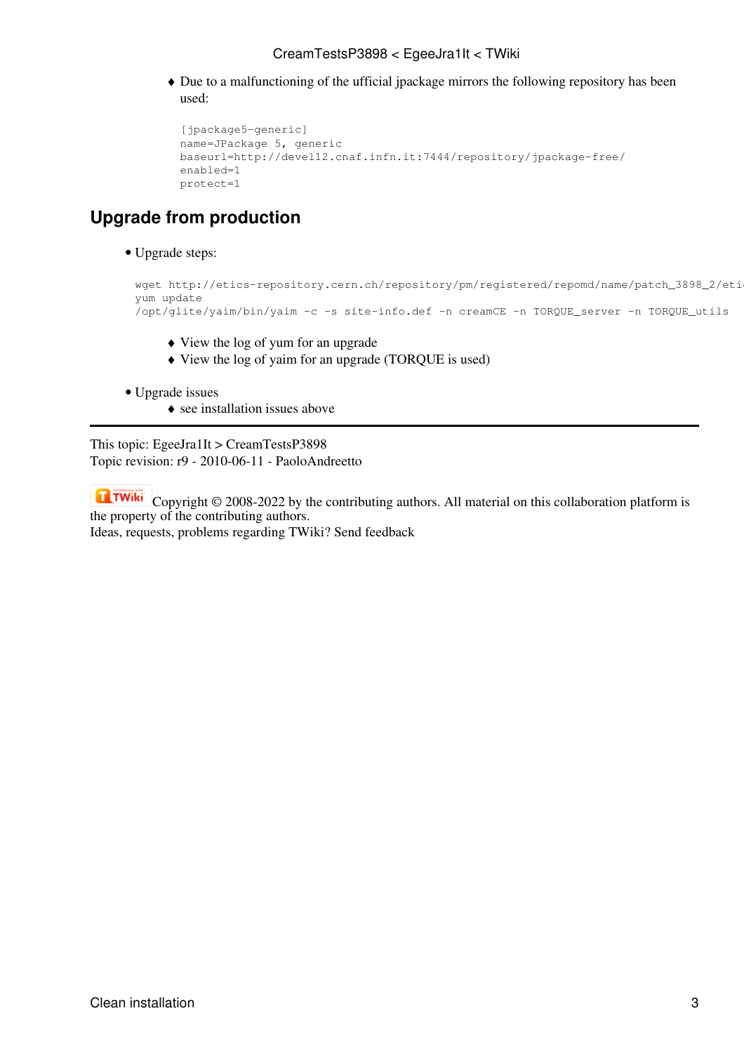- Due to a malfunctioning of the ufficial jpackage mirrors the following repository has been used:

```
[jpackage5-generic]
name=JPackage 5, generic
baseurl=http://devel12.cnaf.infn.it:7444/repository/jpackage-free/
enabled=1
protect=1
```

## Upgrade from production

- Upgrade steps:

```
wget http://etics-repository.cern.ch/repository/pm/registered/repomd/name/patch_3898_2/eti
yum update
/opt/glite/yaim/bin/yaim -c -s site-info.def -n creamCE -n TORQUE_server -n TORQUE_utils
```

  - View the log of yum for an upgrade
  - View the log of yaim for an upgrade (TORQUE is used)
- Upgrade issues
  - see installation issues above

---

This topic: EgeeJra1It > CreamTestsP3898
Topic revision: r9 - 2010-06-11 - PaoloAndreetto

Copyright © 2008-2022 by the contributing authors. All material on this collaboration platform is the property of the contributing authors.
Ideas, requests, problems regarding TWiki? Send feedback